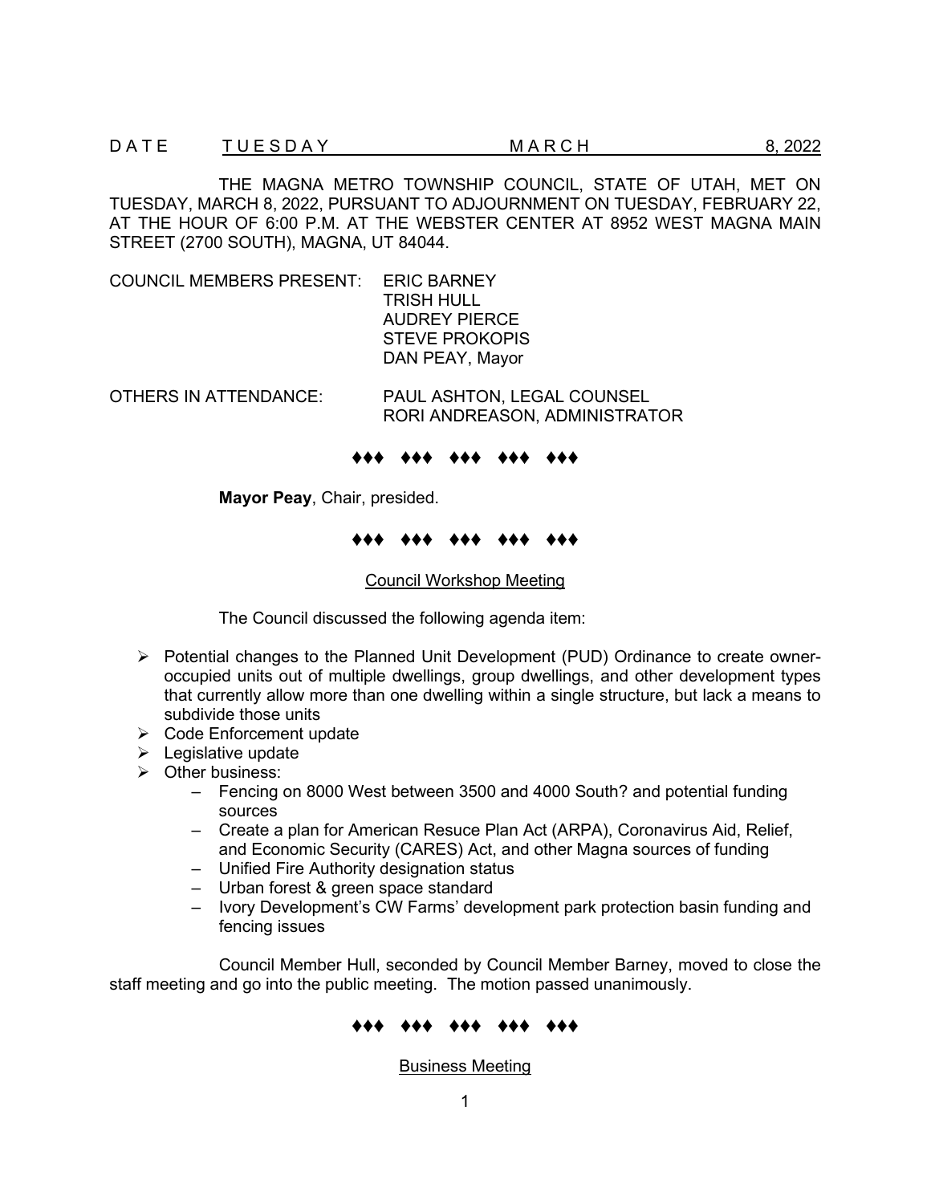D A T E    T U E S D A Y    M A R C H    8, 2022

THE MAGNA METRO TOWNSHIP COUNCIL, STATE OF UTAH, MET ON TUESDAY, MARCH 8, 2022, PURSUANT TO ADJOURNMENT ON TUESDAY, FEBRUARY 22, AT THE HOUR OF 6:00 P.M. AT THE WEBSTER CENTER AT 8952 WEST MAGNA MAIN STREET (2700 SOUTH), MAGNA, UT 84044.

COUNCIL MEMBERS PRESENT: ERIC BARNEY
TRISH HULL
AUDREY PIERCE
STEVE PROKOPIS
DAN PEAY, Mayor

OTHERS IN ATTENDANCE: PAUL ASHTON, LEGAL COUNSEL
RORI ANDREASON, ADMINISTRATOR

♦♦♦ ♦♦♦ ♦♦♦ ♦♦♦ ♦♦♦

**Mayor Peay**, Chair, presided.

♦♦♦ ♦♦♦ ♦♦♦ ♦♦♦ ♦♦♦

Council Workshop Meeting

The Council discussed the following agenda item:

- Potential changes to the Planned Unit Development (PUD) Ordinance to create owner-occupied units out of multiple dwellings, group dwellings, and other development types that currently allow more than one dwelling within a single structure, but lack a means to subdivide those units
- Code Enforcement update
- Legislative update
- Other business:
  - Fencing on 8000 West between 3500 and 4000 South? and potential funding sources
  - Create a plan for American Resuce Plan Act (ARPA), Coronavirus Aid, Relief, and Economic Security (CARES) Act, and other Magna sources of funding
  - Unified Fire Authority designation status
  - Urban forest & green space standard
  - Ivory Development's CW Farms' development park protection basin funding and fencing issues

Council Member Hull, seconded by Council Member Barney, moved to close the staff meeting and go into the public meeting. The motion passed unanimously.

♦♦♦ ♦♦♦ ♦♦♦ ♦♦♦ ♦♦♦

Business Meeting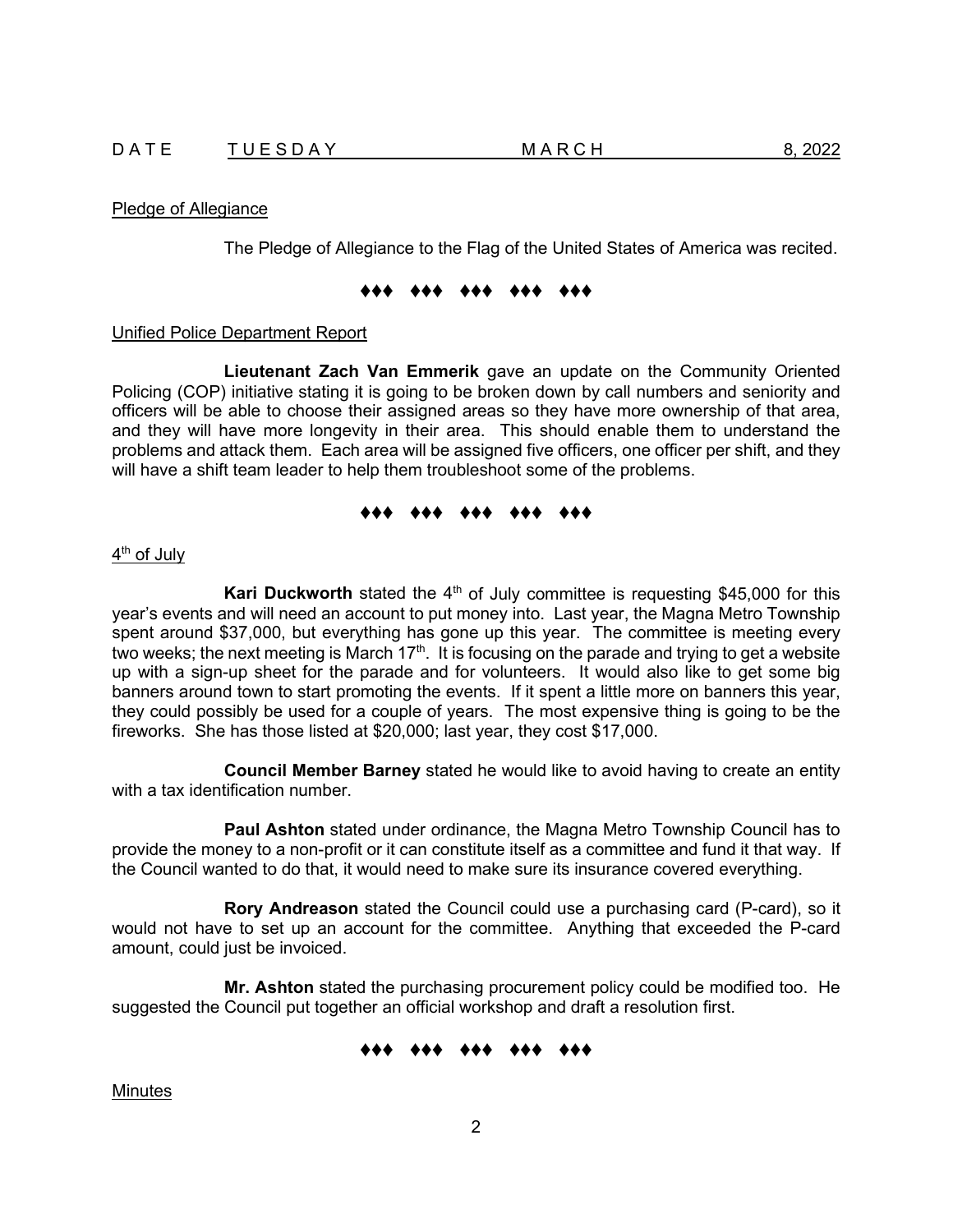DATE TUESDAY MARCH 8, 2022

Pledge of Allegiance

The Pledge of Allegiance to the Flag of the United States of America was recited.

♦♦♦ ♦♦♦ ♦♦♦ ♦♦♦ ♦♦♦

Unified Police Department Report

**Lieutenant Zach Van Emmerik** gave an update on the Community Oriented Policing (COP) initiative stating it is going to be broken down by call numbers and seniority and officers will be able to choose their assigned areas so they have more ownership of that area, and they will have more longevity in their area. This should enable them to understand the problems and attack them. Each area will be assigned five officers, one officer per shift, and they will have a shift team leader to help them troubleshoot some of the problems.

♦♦♦ ♦♦♦ ♦♦♦ ♦♦♦ ♦♦♦

4th of July

**Kari Duckworth** stated the 4th of July committee is requesting $45,000 for this year's events and will need an account to put money into. Last year, the Magna Metro Township spent around $37,000, but everything has gone up this year. The committee is meeting every two weeks; the next meeting is March 17th. It is focusing on the parade and trying to get a website up with a sign-up sheet for the parade and for volunteers. It would also like to get some big banners around town to start promoting the events. If it spent a little more on banners this year, they could possibly be used for a couple of years. The most expensive thing is going to be the fireworks. She has those listed at $20,000; last year, they cost $17,000.

**Council Member Barney** stated he would like to avoid having to create an entity with a tax identification number.

**Paul Ashton** stated under ordinance, the Magna Metro Township Council has to provide the money to a non-profit or it can constitute itself as a committee and fund it that way. If the Council wanted to do that, it would need to make sure its insurance covered everything.

**Rory Andreason** stated the Council could use a purchasing card (P-card), so it would not have to set up an account for the committee. Anything that exceeded the P-card amount, could just be invoiced.

**Mr. Ashton** stated the purchasing procurement policy could be modified too. He suggested the Council put together an official workshop and draft a resolution first.

♦♦♦ ♦♦♦ ♦♦♦ ♦♦♦ ♦♦♦

Minutes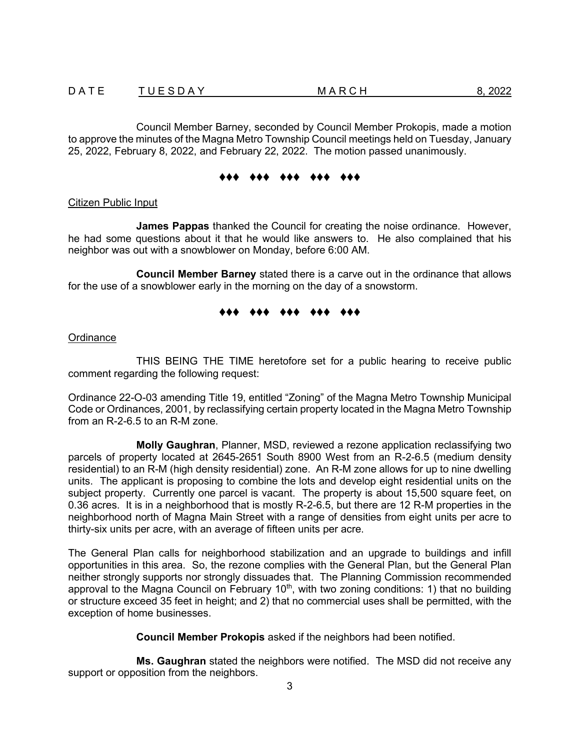Council Member Barney, seconded by Council Member Prokopis, made a motion to approve the minutes of the Magna Metro Township Council meetings held on Tuesday, January 25, 2022, February 8, 2022, and February 22, 2022. The motion passed unanimously.

♦♦♦ ♦♦♦ ♦♦♦ ♦♦♦ ♦♦♦

Citizen Public Input

**James Pappas** thanked the Council for creating the noise ordinance. However, he had some questions about it that he would like answers to. He also complained that his neighbor was out with a snowblower on Monday, before 6:00 AM.

**Council Member Barney** stated there is a carve out in the ordinance that allows for the use of a snowblower early in the morning on the day of a snowstorm.

♦♦♦ ♦♦♦ ♦♦♦ ♦♦♦ ♦♦♦

Ordinance

THIS BEING THE TIME heretofore set for a public hearing to receive public comment regarding the following request:

Ordinance 22-O-03 amending Title 19, entitled "Zoning" of the Magna Metro Township Municipal Code or Ordinances, 2001, by reclassifying certain property located in the Magna Metro Township from an R-2-6.5 to an R-M zone.

**Molly Gaughran**, Planner, MSD, reviewed a rezone application reclassifying two parcels of property located at 2645-2651 South 8900 West from an R-2-6.5 (medium density residential) to an R-M (high density residential) zone. An R-M zone allows for up to nine dwelling units. The applicant is proposing to combine the lots and develop eight residential units on the subject property. Currently one parcel is vacant. The property is about 15,500 square feet, on 0.36 acres. It is in a neighborhood that is mostly R-2-6.5, but there are 12 R-M properties in the neighborhood north of Magna Main Street with a range of densities from eight units per acre to thirty-six units per acre, with an average of fifteen units per acre.

The General Plan calls for neighborhood stabilization and an upgrade to buildings and infill opportunities in this area. So, the rezone complies with the General Plan, but the General Plan neither strongly supports nor strongly dissuades that. The Planning Commission recommended approval to the Magna Council on February 10th, with two zoning conditions: 1) that no building or structure exceed 35 feet in height; and 2) that no commercial uses shall be permitted, with the exception of home businesses.

**Council Member Prokopis** asked if the neighbors had been notified.

**Ms. Gaughran** stated the neighbors were notified. The MSD did not receive any support or opposition from the neighbors.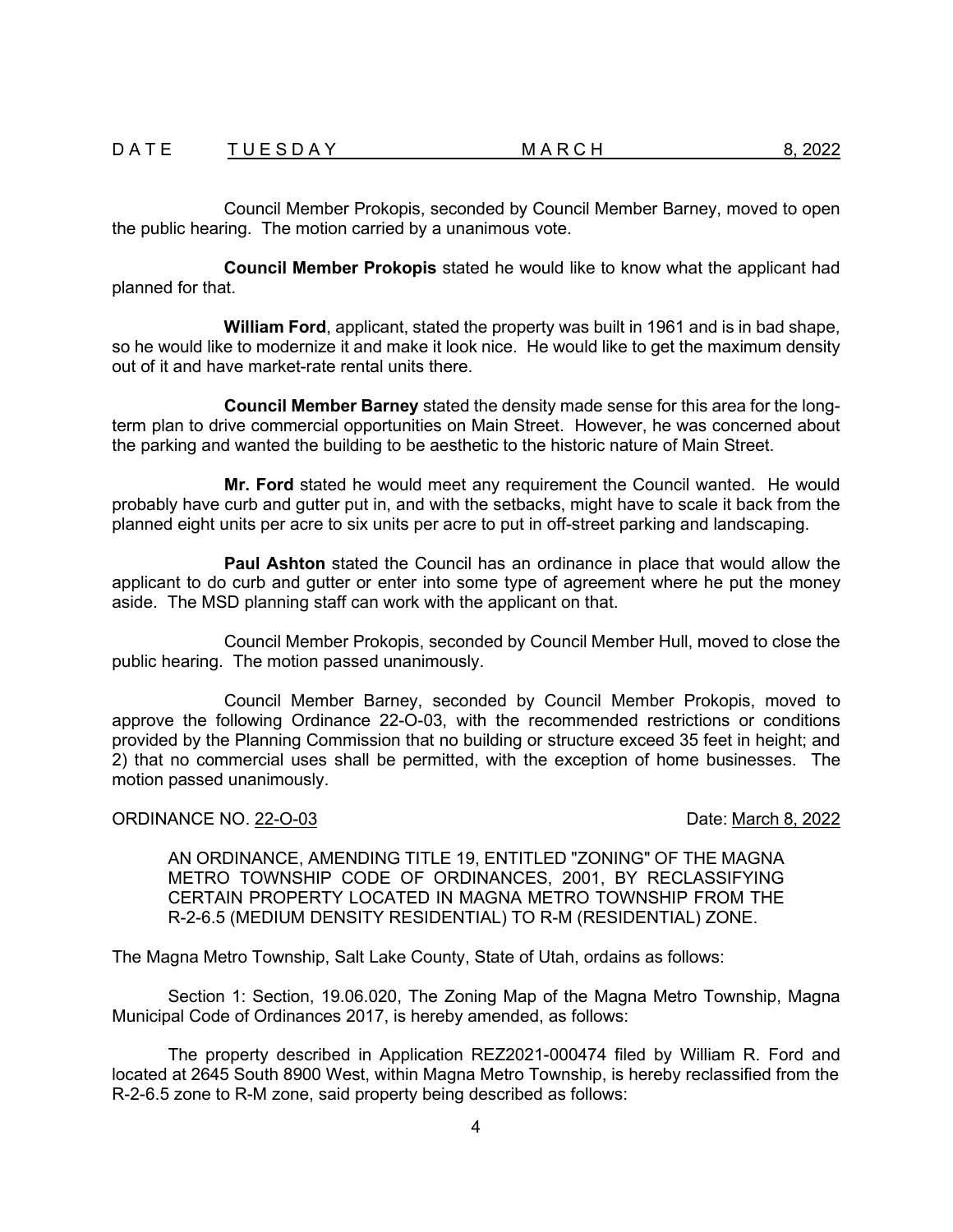Council Member Prokopis, seconded by Council Member Barney, moved to open the public hearing. The motion carried by a unanimous vote.

**Council Member Prokopis** stated he would like to know what the applicant had planned for that.

**William Ford**, applicant, stated the property was built in 1961 and is in bad shape, so he would like to modernize it and make it look nice. He would like to get the maximum density out of it and have market-rate rental units there.

**Council Member Barney** stated the density made sense for this area for the long-term plan to drive commercial opportunities on Main Street. However, he was concerned about the parking and wanted the building to be aesthetic to the historic nature of Main Street.

**Mr. Ford** stated he would meet any requirement the Council wanted. He would probably have curb and gutter put in, and with the setbacks, might have to scale it back from the planned eight units per acre to six units per acre to put in off-street parking and landscaping.

**Paul Ashton** stated the Council has an ordinance in place that would allow the applicant to do curb and gutter or enter into some type of agreement where he put the money aside. The MSD planning staff can work with the applicant on that.

Council Member Prokopis, seconded by Council Member Hull, moved to close the public hearing. The motion passed unanimously.

Council Member Barney, seconded by Council Member Prokopis, moved to approve the following Ordinance 22-O-03, with the recommended restrictions or conditions provided by the Planning Commission that no building or structure exceed 35 feet in height; and 2) that no commercial uses shall be permitted, with the exception of home businesses. The motion passed unanimously.

ORDINANCE NO. 22-O-03 Date: March 8, 2022

AN ORDINANCE, AMENDING TITLE 19, ENTITLED "ZONING" OF THE MAGNA METRO TOWNSHIP CODE OF ORDINANCES, 2001, BY RECLASSIFYING CERTAIN PROPERTY LOCATED IN MAGNA METRO TOWNSHIP FROM THE R-2-6.5 (MEDIUM DENSITY RESIDENTIAL) TO R-M (RESIDENTIAL) ZONE.

The Magna Metro Township, Salt Lake County, State of Utah, ordains as follows:

Section 1: Section, 19.06.020, The Zoning Map of the Magna Metro Township, Magna Municipal Code of Ordinances 2017, is hereby amended, as follows:

The property described in Application REZ2021-000474 filed by William R. Ford and located at 2645 South 8900 West, within Magna Metro Township, is hereby reclassified from the R-2-6.5 zone to R-M zone, said property being described as follows: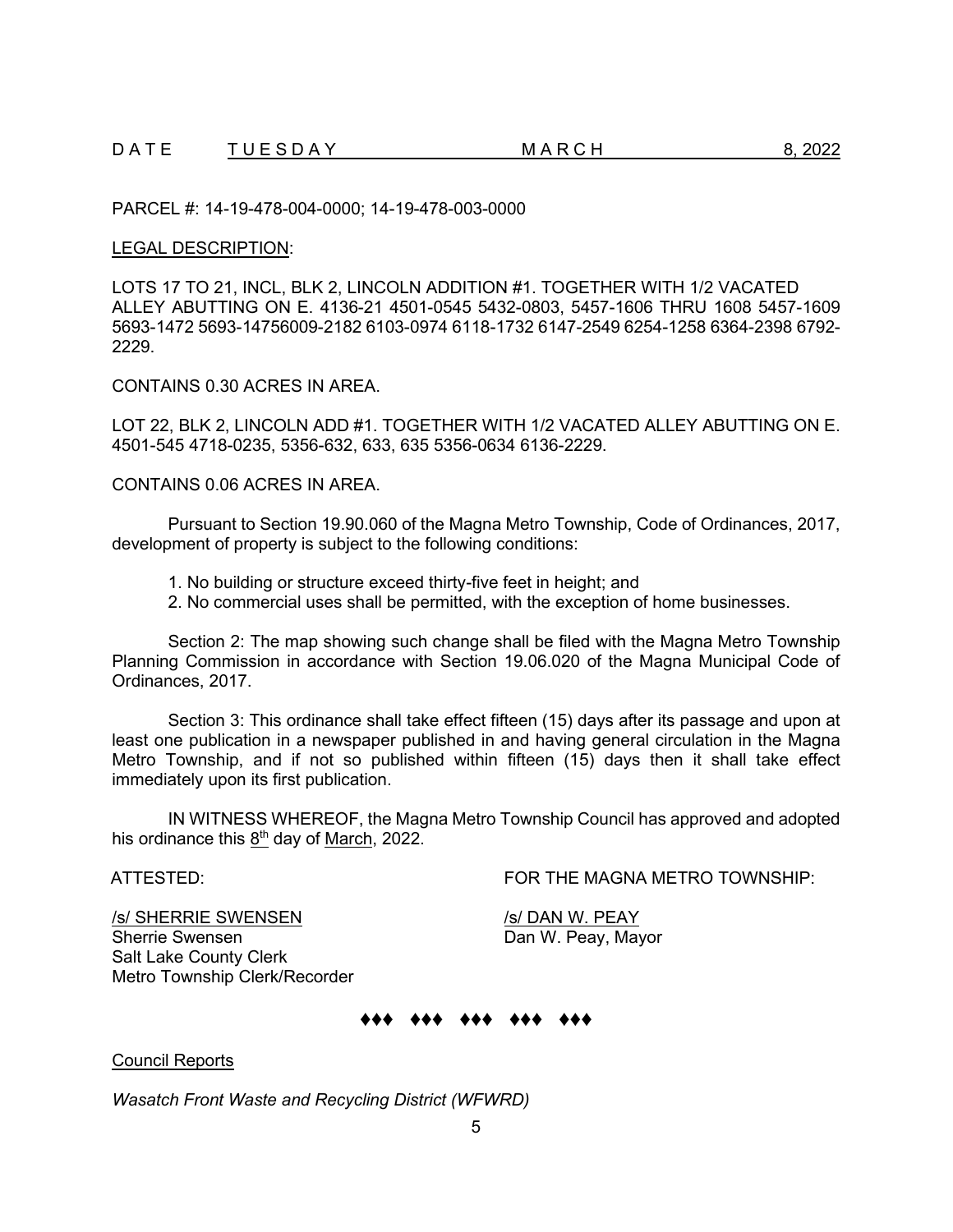PARCEL #: 14-19-478-004-0000; 14-19-478-003-0000

LEGAL DESCRIPTION:

LOTS 17 TO 21, INCL, BLK 2, LINCOLN ADDITION #1. TOGETHER WITH 1/2 VACATED ALLEY ABUTTING ON E. 4136-21 4501-0545 5432-0803, 5457-1606 THRU 1608 5457-1609 5693-1472 5693-14756009-2182 6103-0974 6118-1732 6147-2549 6254-1258 6364-2398 6792-2229.

CONTAINS 0.30 ACRES IN AREA.

LOT 22, BLK 2, LINCOLN ADD #1. TOGETHER WITH 1/2 VACATED ALLEY ABUTTING ON E. 4501-545 4718-0235, 5356-632, 633, 635 5356-0634 6136-2229.

CONTAINS 0.06 ACRES IN AREA.

Pursuant to Section 19.90.060 of the Magna Metro Township, Code of Ordinances, 2017, development of property is subject to the following conditions:

1. No building or structure exceed thirty-five feet in height; and
2. No commercial uses shall be permitted, with the exception of home businesses.

Section 2: The map showing such change shall be filed with the Magna Metro Township Planning Commission in accordance with Section 19.06.020 of the Magna Municipal Code of Ordinances, 2017.

Section 3: This ordinance shall take effect fifteen (15) days after its passage and upon at least one publication in a newspaper published in and having general circulation in the Magna Metro Township, and if not so published within fifteen (15) days then it shall take effect immediately upon its first publication.

IN WITNESS WHEREOF, the Magna Metro Township Council has approved and adopted his ordinance this 8th day of March, 2022.

ATTESTED:

/s/ SHERRIE SWENSEN
Sherrie Swensen
Salt Lake County Clerk
Metro Township Clerk/Recorder

FOR THE MAGNA METRO TOWNSHIP:

/s/ DAN W. PEAY
Dan W. Peay, Mayor

♦♦♦ ♦♦♦ ♦♦♦ ♦♦♦ ♦♦♦

Council Reports

*Wasatch Front Waste and Recycling District (WFWRD)*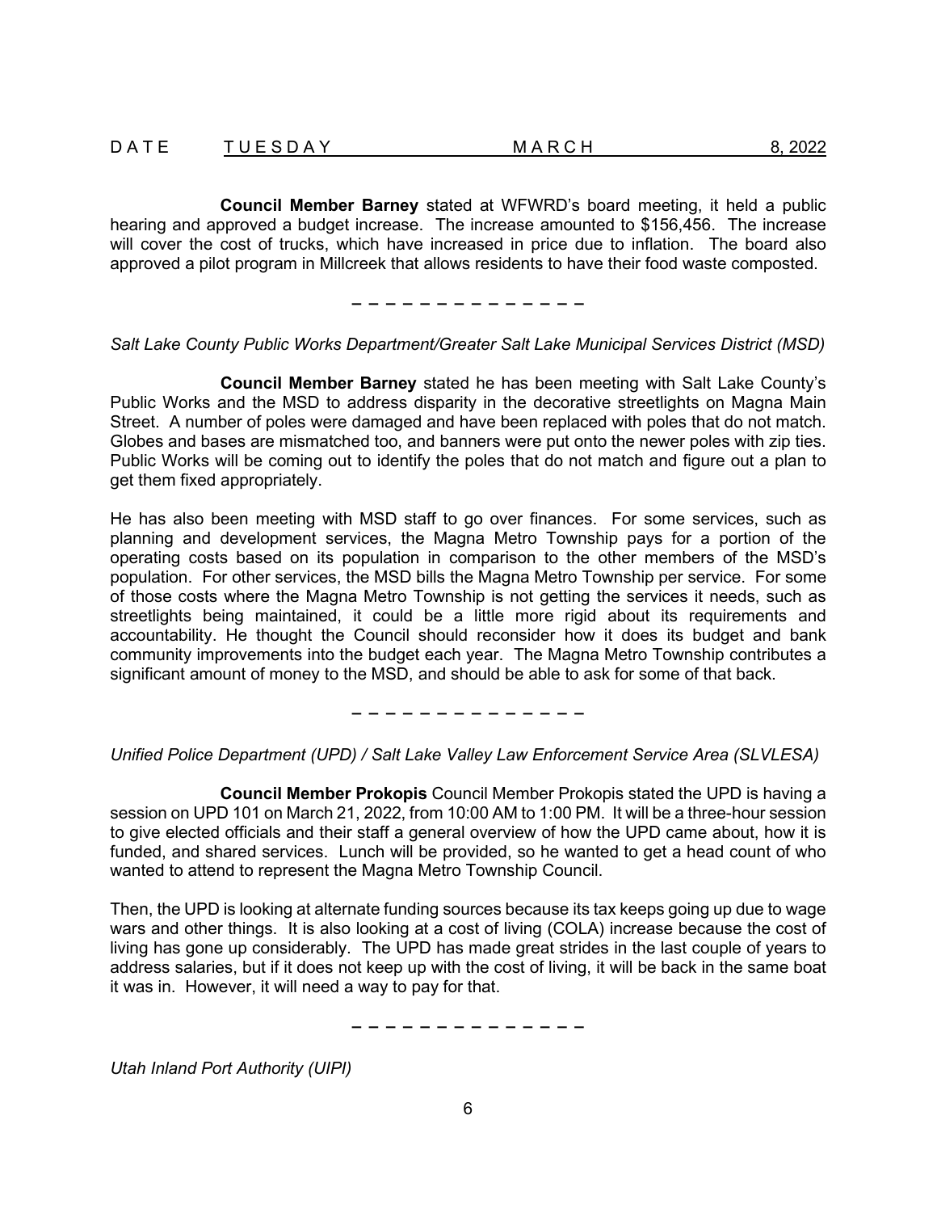**Council Member Barney** stated at WFWRD's board meeting, it held a public hearing and approved a budget increase. The increase amounted to $156,456. The increase will cover the cost of trucks, which have increased in price due to inflation. The board also approved a pilot program in Millcreek that allows residents to have their food waste composted.

– – – – – – – – – – – – – –

*Salt Lake County Public Works Department/Greater Salt Lake Municipal Services District (MSD)*

**Council Member Barney** stated he has been meeting with Salt Lake County's Public Works and the MSD to address disparity in the decorative streetlights on Magna Main Street. A number of poles were damaged and have been replaced with poles that do not match. Globes and bases are mismatched too, and banners were put onto the newer poles with zip ties. Public Works will be coming out to identify the poles that do not match and figure out a plan to get them fixed appropriately.

He has also been meeting with MSD staff to go over finances. For some services, such as planning and development services, the Magna Metro Township pays for a portion of the operating costs based on its population in comparison to the other members of the MSD's population. For other services, the MSD bills the Magna Metro Township per service. For some of those costs where the Magna Metro Township is not getting the services it needs, such as streetlights being maintained, it could be a little more rigid about its requirements and accountability. He thought the Council should reconsider how it does its budget and bank community improvements into the budget each year. The Magna Metro Township contributes a significant amount of money to the MSD, and should be able to ask for some of that back.

– – – – – – – – – – – – – –

*Unified Police Department (UPD) / Salt Lake Valley Law Enforcement Service Area (SLVLESA)*

**Council Member Prokopis** Council Member Prokopis stated the UPD is having a session on UPD 101 on March 21, 2022, from 10:00 AM to 1:00 PM. It will be a three-hour session to give elected officials and their staff a general overview of how the UPD came about, how it is funded, and shared services. Lunch will be provided, so he wanted to get a head count of who wanted to attend to represent the Magna Metro Township Council.

Then, the UPD is looking at alternate funding sources because its tax keeps going up due to wage wars and other things. It is also looking at a cost of living (COLA) increase because the cost of living has gone up considerably. The UPD has made great strides in the last couple of years to address salaries, but if it does not keep up with the cost of living, it will be back in the same boat it was in. However, it will need a way to pay for that.

– – – – – – – – – – – – – –

*Utah Inland Port Authority (UIPI)*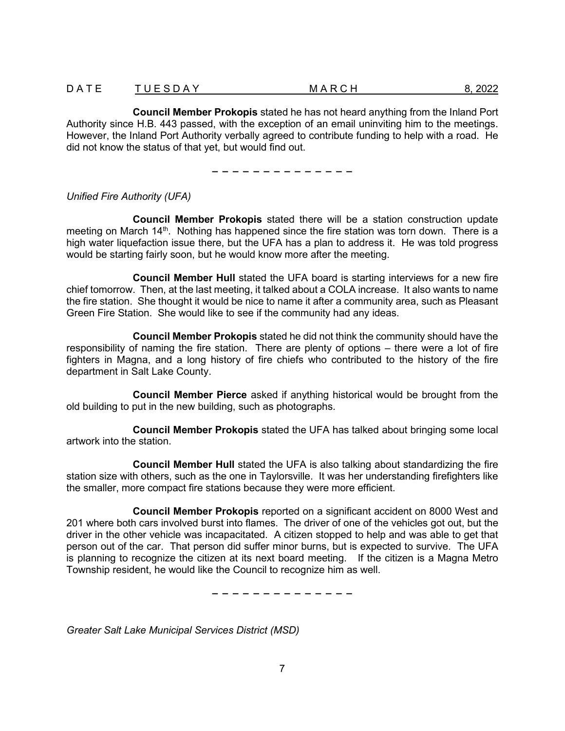**Council Member Prokopis** stated he has not heard anything from the Inland Port Authority since H.B. 443 passed, with the exception of an email uninviting him to the meetings. However, the Inland Port Authority verbally agreed to contribute funding to help with a road. He did not know the status of that yet, but would find out.

– – – – – – – – – – – – – –

*Unified Fire Authority (UFA)*

**Council Member Prokopis** stated there will be a station construction update meeting on March 14th. Nothing has happened since the fire station was torn down. There is a high water liquefaction issue there, but the UFA has a plan to address it. He was told progress would be starting fairly soon, but he would know more after the meeting.

**Council Member Hull** stated the UFA board is starting interviews for a new fire chief tomorrow. Then, at the last meeting, it talked about a COLA increase. It also wants to name the fire station. She thought it would be nice to name it after a community area, such as Pleasant Green Fire Station. She would like to see if the community had any ideas.

**Council Member Prokopis** stated he did not think the community should have the responsibility of naming the fire station. There are plenty of options – there were a lot of fire fighters in Magna, and a long history of fire chiefs who contributed to the history of the fire department in Salt Lake County.

**Council Member Pierce** asked if anything historical would be brought from the old building to put in the new building, such as photographs.

**Council Member Prokopis** stated the UFA has talked about bringing some local artwork into the station.

**Council Member Hull** stated the UFA is also talking about standardizing the fire station size with others, such as the one in Taylorsville. It was her understanding firefighters like the smaller, more compact fire stations because they were more efficient.

**Council Member Prokopis** reported on a significant accident on 8000 West and 201 where both cars involved burst into flames. The driver of one of the vehicles got out, but the driver in the other vehicle was incapacitated. A citizen stopped to help and was able to get that person out of the car. That person did suffer minor burns, but is expected to survive. The UFA is planning to recognize the citizen at its next board meeting. If the citizen is a Magna Metro Township resident, he would like the Council to recognize him as well.

– – – – – – – – – – – – – –

*Greater Salt Lake Municipal Services District (MSD)*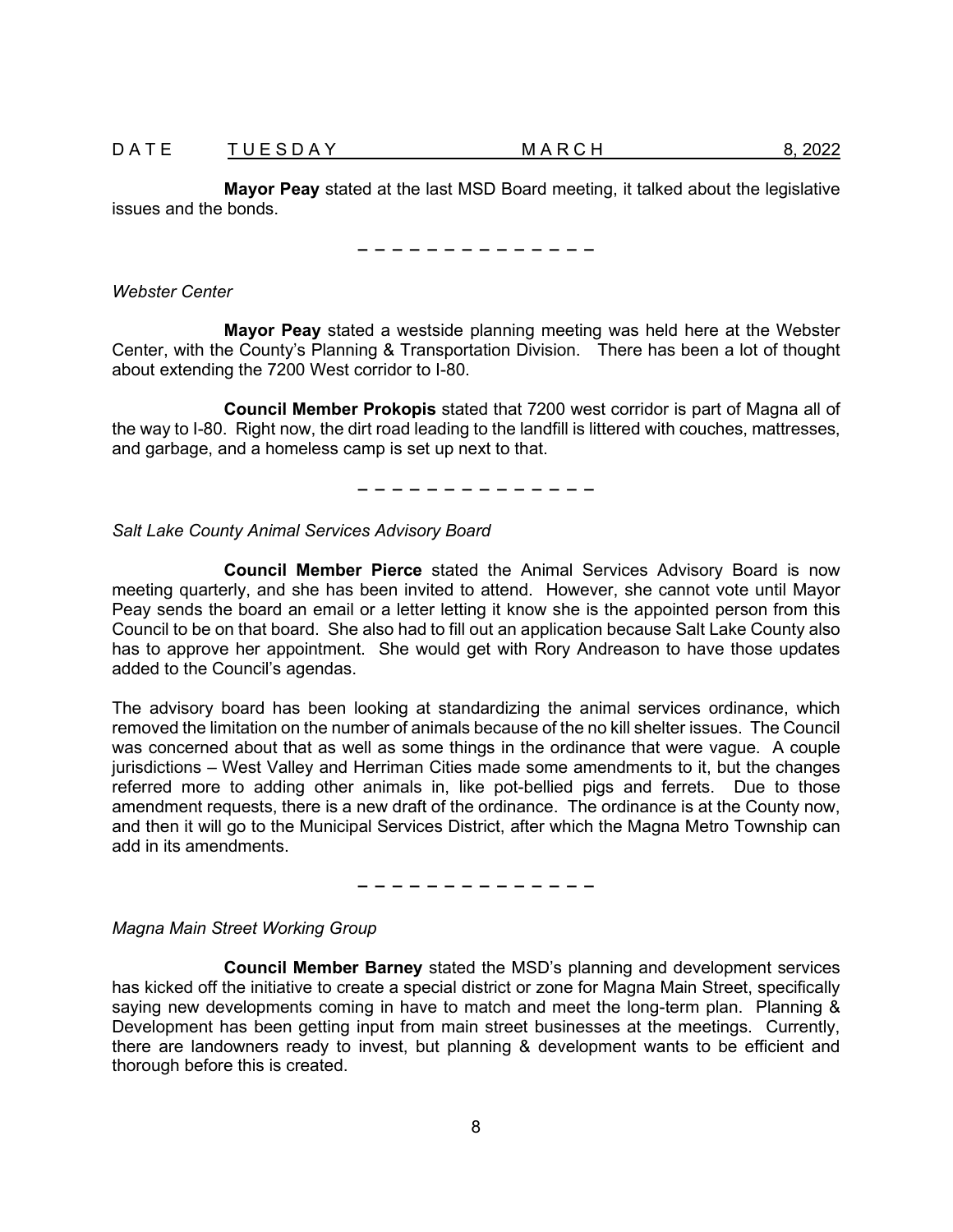**Mayor Peay** stated at the last MSD Board meeting, it talked about the legislative issues and the bonds.

– – – – – – – – – – – – – –

*Webster Center*

**Mayor Peay** stated a westside planning meeting was held here at the Webster Center, with the County's Planning & Transportation Division. There has been a lot of thought about extending the 7200 West corridor to I-80.

**Council Member Prokopis** stated that 7200 west corridor is part of Magna all of the way to I-80. Right now, the dirt road leading to the landfill is littered with couches, mattresses, and garbage, and a homeless camp is set up next to that.

– – – – – – – – – – – – – –

*Salt Lake County Animal Services Advisory Board*

**Council Member Pierce** stated the Animal Services Advisory Board is now meeting quarterly, and she has been invited to attend. However, she cannot vote until Mayor Peay sends the board an email or a letter letting it know she is the appointed person from this Council to be on that board. She also had to fill out an application because Salt Lake County also has to approve her appointment. She would get with Rory Andreason to have those updates added to the Council's agendas.

The advisory board has been looking at standardizing the animal services ordinance, which removed the limitation on the number of animals because of the no kill shelter issues. The Council was concerned about that as well as some things in the ordinance that were vague. A couple jurisdictions – West Valley and Herriman Cities made some amendments to it, but the changes referred more to adding other animals in, like pot-bellied pigs and ferrets. Due to those amendment requests, there is a new draft of the ordinance. The ordinance is at the County now, and then it will go to the Municipal Services District, after which the Magna Metro Township can add in its amendments.

– – – – – – – – – – – – – –

*Magna Main Street Working Group*

**Council Member Barney** stated the MSD's planning and development services has kicked off the initiative to create a special district or zone for Magna Main Street, specifically saying new developments coming in have to match and meet the long-term plan. Planning & Development has been getting input from main street businesses at the meetings. Currently, there are landowners ready to invest, but planning & development wants to be efficient and thorough before this is created.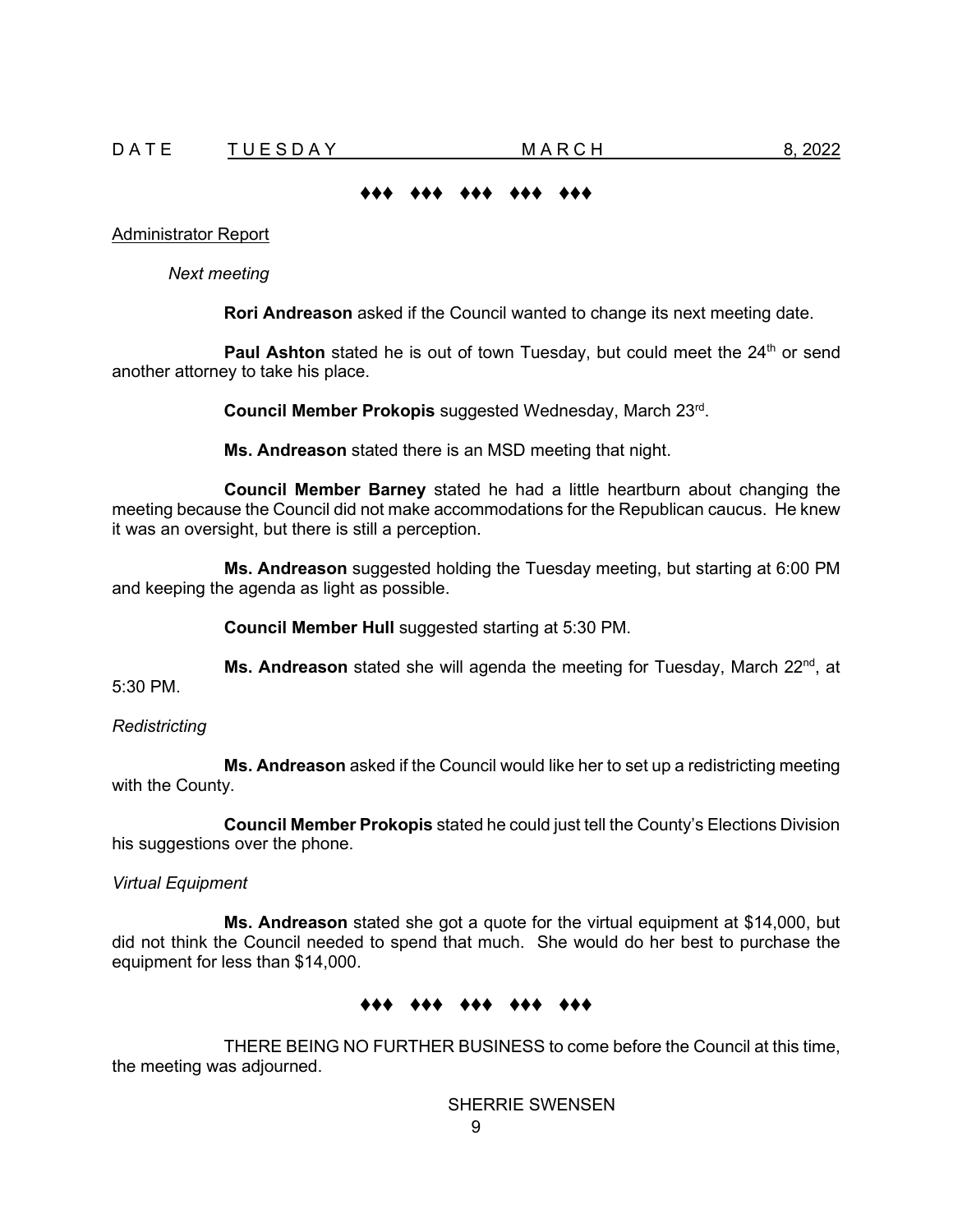♦♦♦ ♦♦♦ ♦♦♦ ♦♦♦ ♦♦♦

Administrator Report

*Next meeting*

**Rori Andreason** asked if the Council wanted to change its next meeting date.

**Paul Ashton** stated he is out of town Tuesday, but could meet the 24th or send another attorney to take his place.

**Council Member Prokopis** suggested Wednesday, March 23rd.

**Ms. Andreason** stated there is an MSD meeting that night.

**Council Member Barney** stated he had a little heartburn about changing the meeting because the Council did not make accommodations for the Republican caucus. He knew it was an oversight, but there is still a perception.

**Ms. Andreason** suggested holding the Tuesday meeting, but starting at 6:00 PM and keeping the agenda as light as possible.

**Council Member Hull** suggested starting at 5:30 PM.

**Ms. Andreason** stated she will agenda the meeting for Tuesday, March 22nd, at 5:30 PM.

*Redistricting*

**Ms. Andreason** asked if the Council would like her to set up a redistricting meeting with the County.

**Council Member Prokopis** stated he could just tell the County's Elections Division his suggestions over the phone.

*Virtual Equipment*

**Ms. Andreason** stated she got a quote for the virtual equipment at $14,000, but did not think the Council needed to spend that much. She would do her best to purchase the equipment for less than $14,000.

♦♦♦ ♦♦♦ ♦♦♦ ♦♦♦ ♦♦♦

THERE BEING NO FURTHER BUSINESS to come before the Council at this time, the meeting was adjourned.

SHERRIE SWENSEN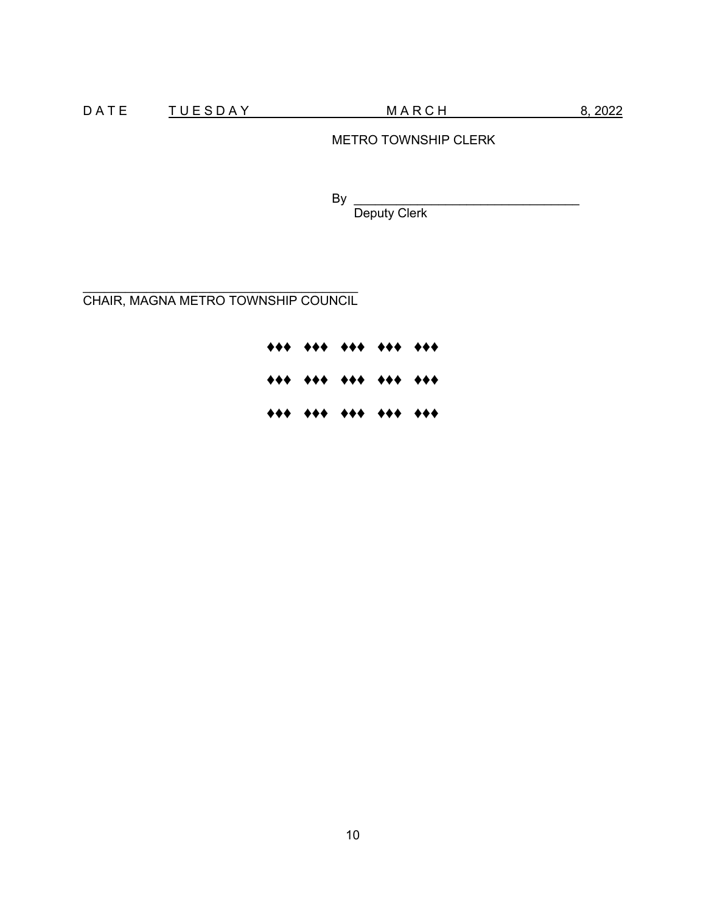D A T E     T U E S D A Y     M A R C H     8, 2022

METRO TOWNSHIP CLERK

By \_\_\_\_\_\_\_\_\_\_\_\_\_\_\_\_\_\_\_\_\_\_\_\_\_\_\_\_\_\_\_\_
Deputy Clerk

\_\_\_\_\_\_\_\_\_\_\_\_\_\_\_\_\_\_\_\_\_\_\_\_\_\_\_\_\_\_\_\_\_\_\_\_\_\_\_\_
CHAIR, MAGNA METRO TOWNSHIP COUNCIL

♦♦♦ ♦♦♦ ♦♦♦ ♦♦♦ ♦♦♦

♦♦♦ ♦♦♦ ♦♦♦ ♦♦♦ ♦♦♦

♦♦♦ ♦♦♦ ♦♦♦ ♦♦♦ ♦♦♦